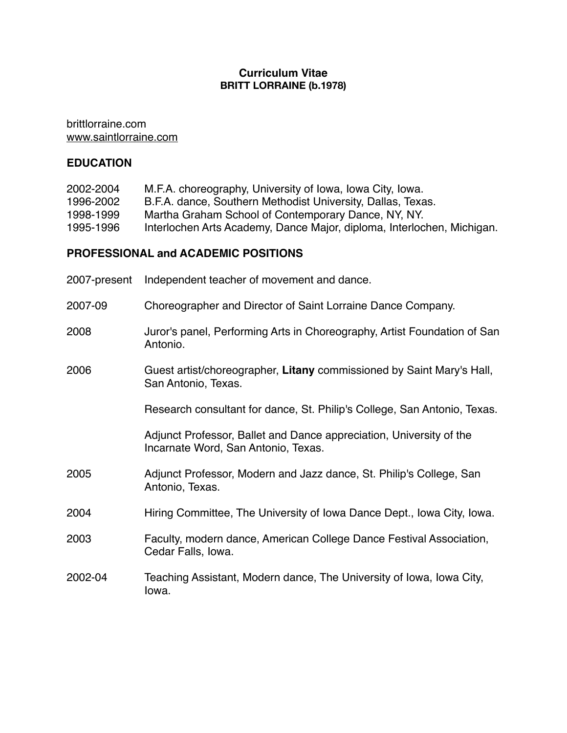# Curriculum Vitae
## BRITT LORRAINE (b.1978)

brittlorraine.com
www.saintlorraine.com

### EDUCATION

| | |
|---|---|
| 2002-2004 | M.F.A. choreography, University of Iowa, Iowa City, Iowa. |
| 1996-2002 | B.F.A. dance, Southern Methodist University, Dallas, Texas. |
| 1998-1999 | Martha Graham School of Contemporary Dance, NY, NY. |
| 1995-1996 | Interlochen Arts Academy, Dance Major, diploma, Interlochen, Michigan. |

### PROFESSIONAL and ACADEMIC POSITIONS

| | |
|---|---|
| 2007-present | Independent teacher of movement and dance. |
| 2007-09 | Choreographer and Director of Saint Lorraine Dance Company. |
| 2008 | Juror's panel, Performing Arts in Choreography, Artist Foundation of San Antonio. |
| 2006 | Guest artist/choreographer, **Litany** commissioned by Saint Mary's Hall, San Antonio, Texas. |
| | Research consultant for dance, St. Philip's College, San Antonio, Texas. |
| | Adjunct Professor, Ballet and Dance appreciation, University of the Incarnate Word, San Antonio, Texas. |
| 2005 | Adjunct Professor, Modern and Jazz dance, St. Philip's College, San Antonio, Texas. |
| 2004 | Hiring Committee, The University of Iowa Dance Dept., Iowa City, Iowa. |
| 2003 | Faculty, modern dance, American College Dance Festival Association, Cedar Falls, Iowa. |
| 2002-04 | Teaching Assistant, Modern dance, The University of Iowa, Iowa City, Iowa. |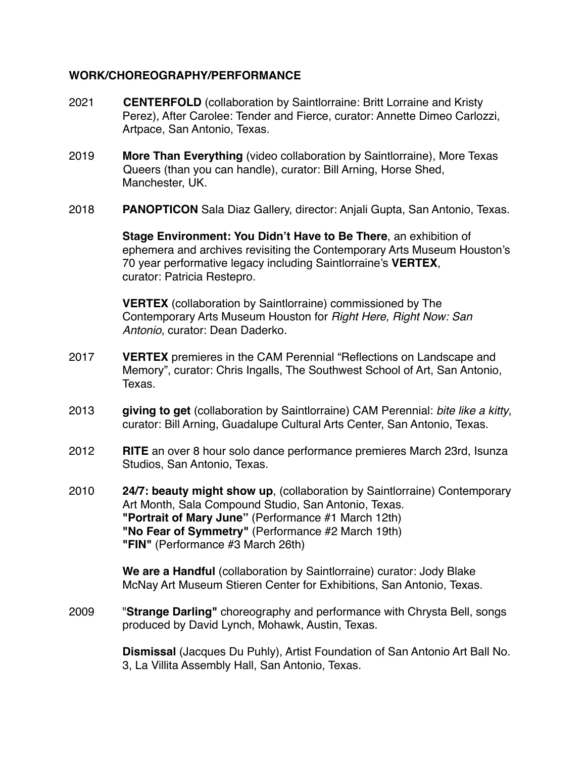**WORK/CHOREOGRAPHY/PERFORMANCE**

2021 **CENTERFOLD** (collaboration by Saintlorraine: Britt Lorraine and Kristy Perez), After Carolee: Tender and Fierce, curator: Annette Dimeo Carlozzi, Artpace, San Antonio, Texas.

2019 **More Than Everything** (video collaboration by Saintlorraine), More Texas Queers (than you can handle), curator: Bill Arning, Horse Shed, Manchester, UK.

2018 **PANOPTICON** Sala Diaz Gallery, director: Anjali Gupta, San Antonio, Texas.

**Stage Environment: You Didn't Have to Be There**, an exhibition of ephemera and archives revisiting the Contemporary Arts Museum Houston's 70 year performative legacy including Saintlorraine's **VERTEX**, curator: Patricia Restepro.

**VERTEX** (collaboration by Saintlorraine) commissioned by The Contemporary Arts Museum Houston for *Right Here, Right Now: San Antonio*, curator: Dean Daderko.

2017 **VERTEX** premieres in the CAM Perennial "Reflections on Landscape and Memory", curator: Chris Ingalls, The Southwest School of Art, San Antonio, Texas.

2013 **giving to get** (collaboration by Saintlorraine) CAM Perennial: *bite like a kitty*, curator: Bill Arning, Guadalupe Cultural Arts Center, San Antonio, Texas.

2012 **RITE** an over 8 hour solo dance performance premieres March 23rd, Isunza Studios, San Antonio, Texas.

2010 **24/7: beauty might show up**, (collaboration by Saintlorraine) Contemporary Art Month, Sala Compound Studio, San Antonio, Texas.
**"Portrait of Mary June"** (Performance #1 March 12th)
**"No Fear of Symmetry"** (Performance #2 March 19th)
**"FIN"** (Performance #3 March 26th)

**We are a Handful** (collaboration by Saintlorraine) curator: Jody Blake McNay Art Museum Stieren Center for Exhibitions, San Antonio, Texas.

2009 "**Strange Darling"** choreography and performance with Chrysta Bell, songs produced by David Lynch, Mohawk, Austin, Texas.

**Dismissal** (Jacques Du Puhly), Artist Foundation of San Antonio Art Ball No. 3, La Villita Assembly Hall, San Antonio, Texas.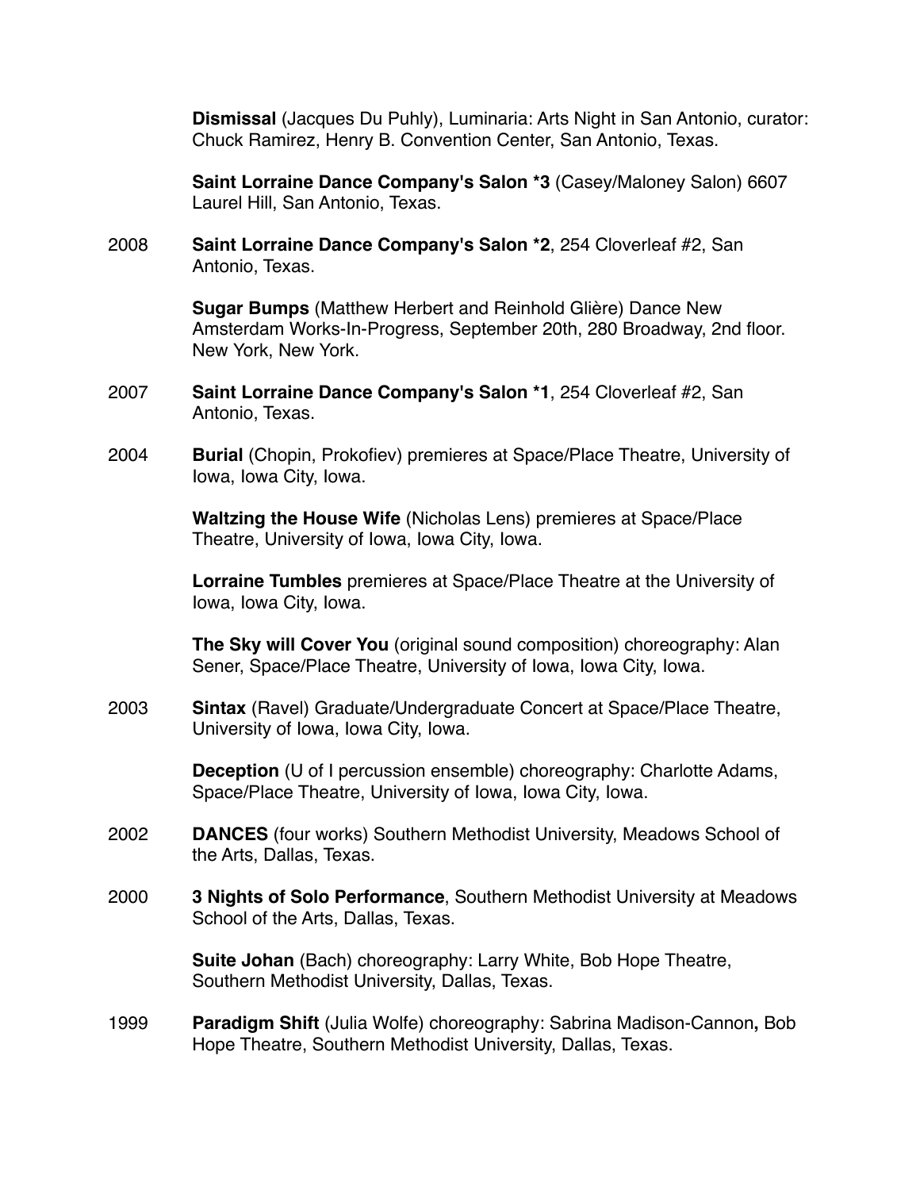**Dismissal** (Jacques Du Puhly), Luminaria: Arts Night in San Antonio, curator: Chuck Ramirez, Henry B. Convention Center, San Antonio, Texas.

**Saint Lorraine Dance Company's Salon *3** (Casey/Maloney Salon) 6607 Laurel Hill, San Antonio, Texas.

2008 **Saint Lorraine Dance Company's Salon *2**, 254 Cloverleaf #2, San Antonio, Texas.

**Sugar Bumps** (Matthew Herbert and Reinhold Glière) Dance New Amsterdam Works-In-Progress, September 20th, 280 Broadway, 2nd floor. New York, New York.

2007 **Saint Lorraine Dance Company's Salon *1**, 254 Cloverleaf #2, San Antonio, Texas.

2004 **Burial** (Chopin, Prokofiev) premieres at Space/Place Theatre, University of Iowa, Iowa City, Iowa.

**Waltzing the House Wife** (Nicholas Lens) premieres at Space/Place Theatre, University of Iowa, Iowa City, Iowa.

**Lorraine Tumbles** premieres at Space/Place Theatre at the University of Iowa, Iowa City, Iowa.

**The Sky will Cover You** (original sound composition) choreography: Alan Sener, Space/Place Theatre, University of Iowa, Iowa City, Iowa.

2003 **Sintax** (Ravel) Graduate/Undergraduate Concert at Space/Place Theatre, University of Iowa, Iowa City, Iowa.

**Deception** (U of I percussion ensemble) choreography: Charlotte Adams, Space/Place Theatre, University of Iowa, Iowa City, Iowa.

2002 **DANCES** (four works) Southern Methodist University, Meadows School of the Arts, Dallas, Texas.

2000 **3 Nights of Solo Performance**, Southern Methodist University at Meadows School of the Arts, Dallas, Texas.

**Suite Johan** (Bach) choreography: Larry White, Bob Hope Theatre, Southern Methodist University, Dallas, Texas.

1999 **Paradigm Shift** (Julia Wolfe) choreography: Sabrina Madison-Cannon**,** Bob Hope Theatre, Southern Methodist University, Dallas, Texas.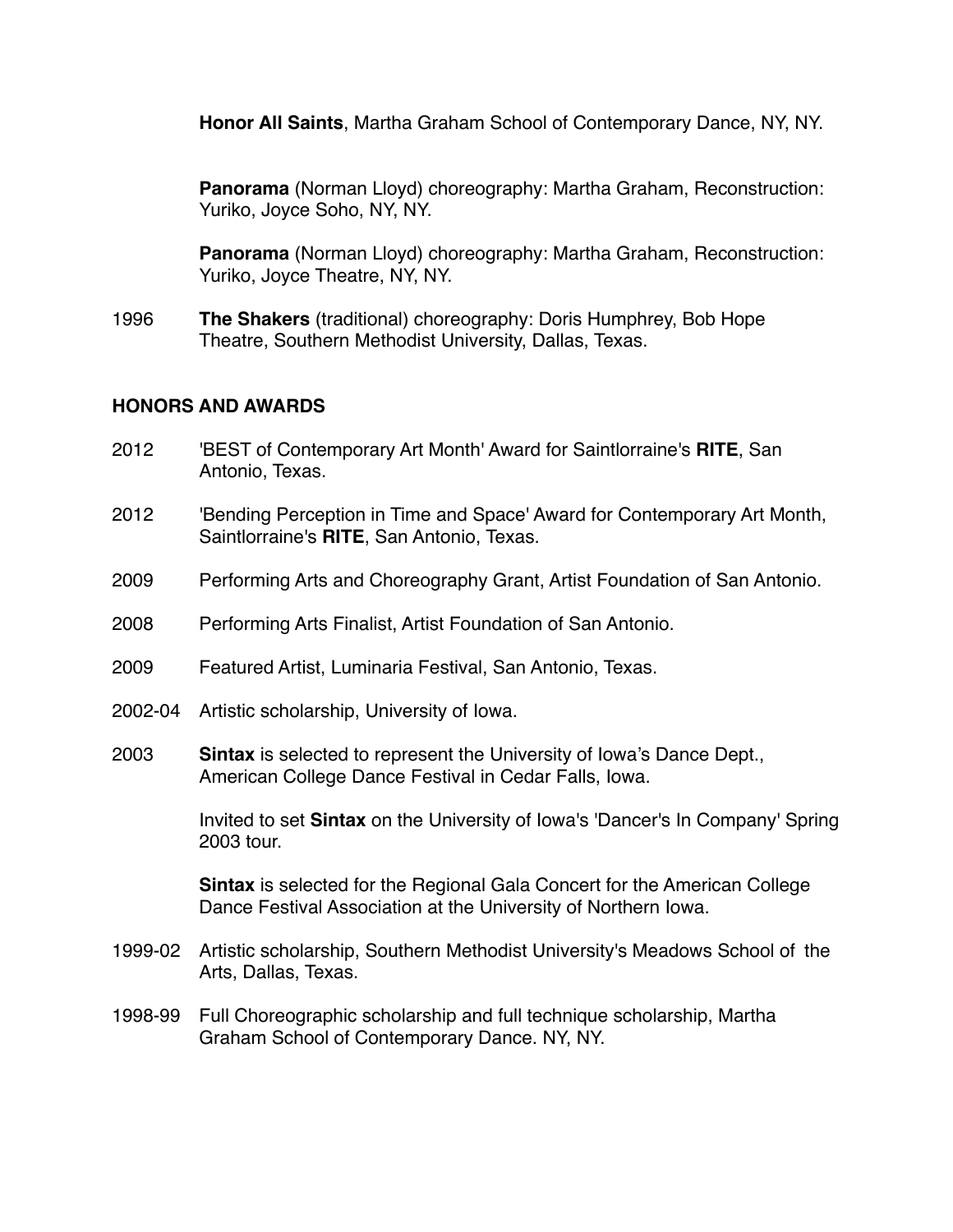**Honor All Saints**, Martha Graham School of Contemporary Dance, NY, NY.

**Panorama** (Norman Lloyd) choreography: Martha Graham, Reconstruction: Yuriko, Joyce Soho, NY, NY.

**Panorama** (Norman Lloyd) choreography: Martha Graham, Reconstruction: Yuriko, Joyce Theatre, NY, NY.

1996 **The Shakers** (traditional) choreography: Doris Humphrey, Bob Hope Theatre, Southern Methodist University, Dallas, Texas.

## HONORS AND AWARDS

2012 'BEST of Contemporary Art Month' Award for Saintlorraine's **RITE**, San Antonio, Texas.

2012 'Bending Perception in Time and Space' Award for Contemporary Art Month, Saintlorraine's **RITE**, San Antonio, Texas.

2009 Performing Arts and Choreography Grant, Artist Foundation of San Antonio.

2008 Performing Arts Finalist, Artist Foundation of San Antonio.

2009 Featured Artist, Luminaria Festival, San Antonio, Texas.

2002-04 Artistic scholarship, University of Iowa.

2003 **Sintax** is selected to represent the University of Iowa's Dance Dept., American College Dance Festival in Cedar Falls, Iowa.

Invited to set **Sintax** on the University of Iowa's 'Dancer's In Company' Spring 2003 tour.

**Sintax** is selected for the Regional Gala Concert for the American College Dance Festival Association at the University of Northern Iowa.

1999-02 Artistic scholarship, Southern Methodist University's Meadows School of the Arts, Dallas, Texas.

1998-99 Full Choreographic scholarship and full technique scholarship, Martha Graham School of Contemporary Dance. NY, NY.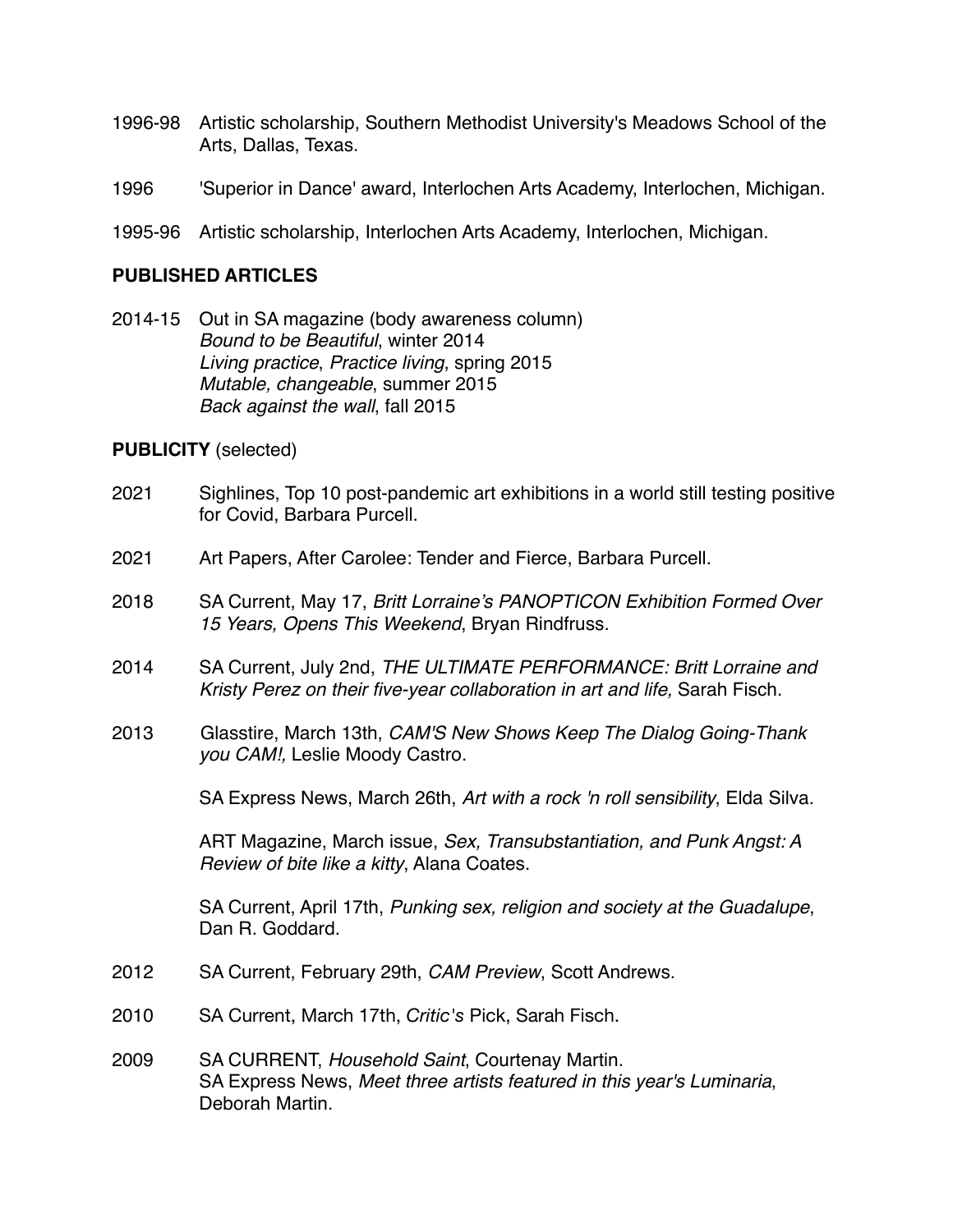1996-98 Artistic scholarship, Southern Methodist University's Meadows School of the Arts, Dallas, Texas.

1996 'Superior in Dance' award, Interlochen Arts Academy, Interlochen, Michigan.

1995-96 Artistic scholarship, Interlochen Arts Academy, Interlochen, Michigan.

**PUBLISHED ARTICLES**

2014-15 Out in SA magazine (body awareness column)
*Bound to be Beautiful*, winter 2014
*Living practice*, *Practice living*, spring 2015
*Mutable, changeable*, summer 2015
*Back against the wall*, fall 2015

**PUBLICITY** (selected)

2021 Sighlines, Top 10 post-pandemic art exhibitions in a world still testing positive for Covid, Barbara Purcell.

2021 Art Papers, After Carolee: Tender and Fierce, Barbara Purcell.

2018 SA Current, May 17, *Britt Lorraine's PANOPTICON Exhibition Formed Over 15 Years, Opens This Weekend*, Bryan Rindfruss.

2014 SA Current, July 2nd, *THE ULTIMATE PERFORMANCE: Britt Lorraine and Kristy Perez on their five-year collaboration in art and life,* Sarah Fisch.

2013 Glasstire, March 13th, *CAM'S New Shows Keep The Dialog Going-Thank you CAM!,* Leslie Moody Castro.

SA Express News, March 26th, *Art with a rock 'n roll sensibility*, Elda Silva.

ART Magazine, March issue, *Sex, Transubstantiation, and Punk Angst: A Review of bite like a kitty*, Alana Coates.

SA Current, April 17th, *Punking sex, religion and society at the Guadalupe*, Dan R. Goddard.

2012 SA Current, February 29th, *CAM Preview*, Scott Andrews.

2010 SA Current, March 17th, *Critic's* Pick, Sarah Fisch.

2009 SA CURRENT, *Household Saint*, Courtenay Martin.
SA Express News, *Meet three artists featured in this year's Luminaria*, Deborah Martin.